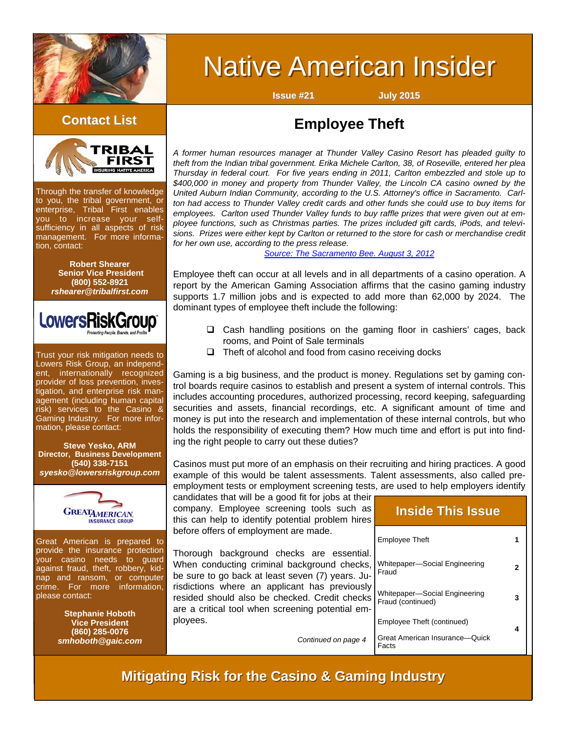# Native American Insider

**Issue #21** **July 2015**

## Employee Theft

*A former human resources manager at Thunder Valley Casino Resort has pleaded guilty to theft from the Indian tribal government. Erika Michele Carlton, 38, of Roseville, entered her plea Thursday in federal court. For five years ending in 2011, Carlton embezzled and stole up to $400,000 in money and property from Thunder Valley, the Lincoln CA casino owned by the United Auburn Indian Community, according to the U.S. Attorney's office in Sacramento. Carlton had access to Thunder Valley credit cards and other funds she could use to buy items for employees. Carlton used Thunder Valley funds to buy raffle prizes that were given out at employee functions, such as Christmas parties. The prizes included gift cards, iPods, and televisions. Prizes were either kept by Carlton or returned to the store for cash or merchandise credit for her own use, according to the press release.*

*Source: The Sacramento Bee. August 3, 2012*

Employee theft can occur at all levels and in all departments of a casino operation. A report by the American Gaming Association affirms that the casino gaming industry supports 1.7 million jobs and is expected to add more than 62,000 by 2024. The dominant types of employee theft include the following:

- Cash handling positions on the gaming floor in cashiers' cages, back rooms, and Point of Sale terminals
- Theft of alcohol and food from casino receiving docks

Gaming is a big business, and the product is money. Regulations set by gaming control boards require casinos to establish and present a system of internal controls. This includes accounting procedures, authorized processing, record keeping, safeguarding securities and assets, financial recordings, etc. A significant amount of time and money is put into the research and implementation of these internal controls, but who holds the responsibility of executing them? How much time and effort is put into finding the right people to carry out these duties?

Casinos must put more of an emphasis on their recruiting and hiring practices. A good example of this would be talent assessments. Talent assessments, also called pre-employment tests or employment screening tests, are used to help employers identify candidates that will be a good fit for jobs at their company. Employee screening tools such as this can help to identify potential problem hires before offers of employment are made.

Thorough background checks are essential. When conducting criminal background checks, be sure to go back at least seven (7) years. Jurisdictions where an applicant has previously resided should also be checked. Credit checks are a critical tool when screening potential employees.

*Continued on page 4*

### Inside This Issue

| | |
|---|---|
| Employee Theft | 1 |
| Whitepaper—Social Engineering Fraud | 2 |
| Whitepaper—Social Engineering Fraud (continued) | 3 |
| Employee Theft (continued) | 4 |
| Great American Insurance—Quick Facts | 4 |

## Contact List

**TRIBAL FIRST** — INSURING NATIVE AMERICA

Through the transfer of knowledge to you, the tribal government, or enterprise, Tribal First enables you to increase your self-sufficiency in all aspects of risk management. For more information, contact:

**Robert Shearer**
**Senior Vice President**
**(800) 552-8921**
***rshearer@tribalfirst.com***

**LowersRiskGroup** — Protecting People, Brands, and Profits

Trust your risk mitigation needs to Lowers Risk Group, an independent, internationally recognized provider of loss prevention, investigation, and enterprise risk management (including human capital risk) services to the Casino & Gaming Industry. For more information, please contact:

**Steve Yesko, ARM**
**Director, Business Development**
**(540) 338-7151**
***syesko@lowersriskgroup.com***

**GREAT AMERICAN INSURANCE GROUP**

Great American is prepared to provide the insurance protection your casino needs to guard against fraud, theft, robbery, kidnap and ransom, or computer crime. For more information, please contact:

**Stephanie Hoboth**
**Vice President**
**(860) 285-0076**
***smhoboth@gaic.com***

**Mitigating Risk for the Casino & Gaming Industry**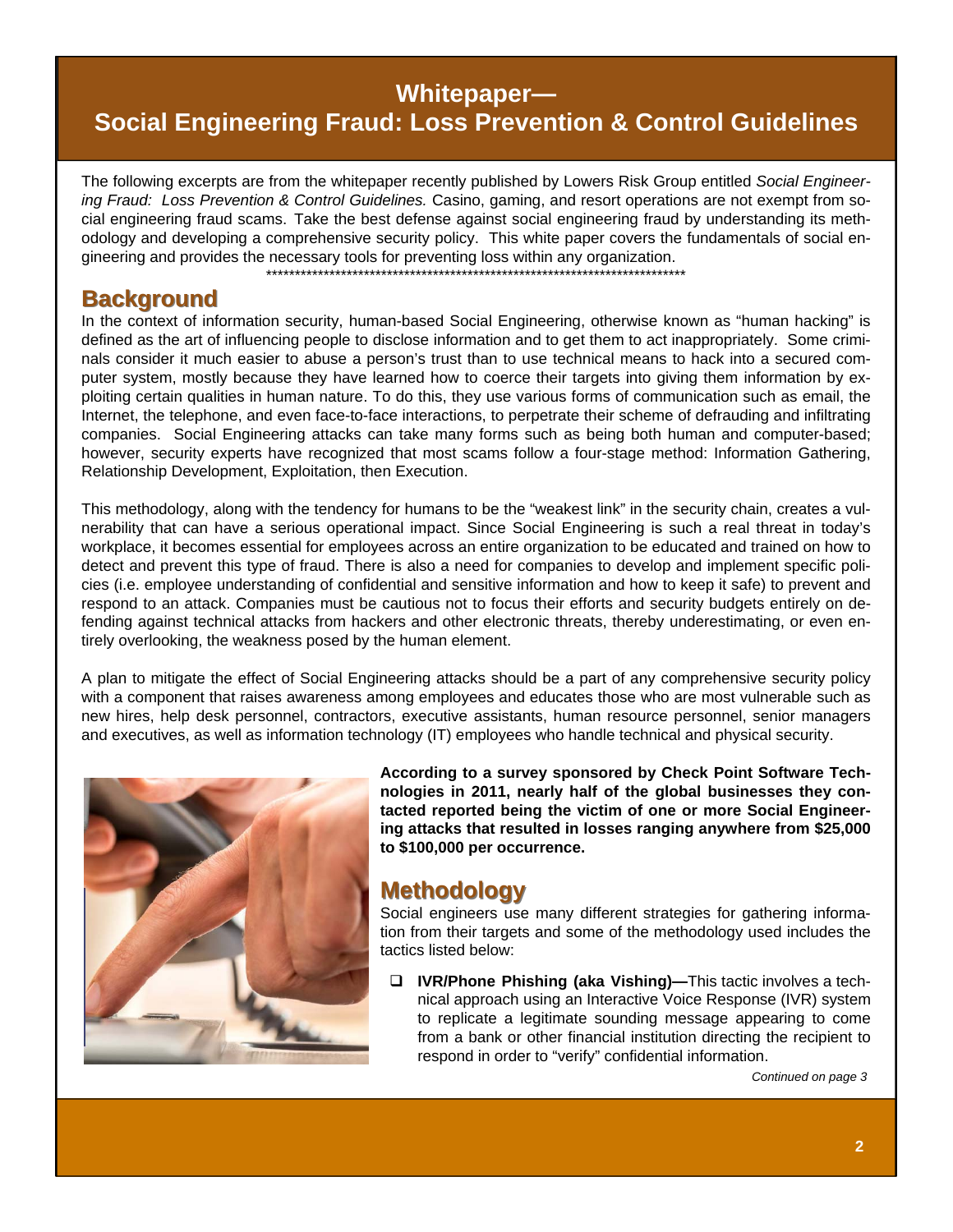# Whitepaper—
# Social Engineering Fraud: Loss Prevention & Control Guidelines

The following excerpts are from the whitepaper recently published by Lowers Risk Group entitled *Social Engineering Fraud: Loss Prevention & Control Guidelines.* Casino, gaming, and resort operations are not exempt from social engineering fraud scams. Take the best defense against social engineering fraud by understanding its methodology and developing a comprehensive security policy. This white paper covers the fundamentals of social engineering and provides the necessary tools for preventing loss within any organization.

*************************************************************************

## Background

In the context of information security, human-based Social Engineering, otherwise known as "human hacking" is defined as the art of influencing people to disclose information and to get them to act inappropriately. Some criminals consider it much easier to abuse a person's trust than to use technical means to hack into a secured computer system, mostly because they have learned how to coerce their targets into giving them information by exploiting certain qualities in human nature. To do this, they use various forms of communication such as email, the Internet, the telephone, and even face-to-face interactions, to perpetrate their scheme of defrauding and infiltrating companies. Social Engineering attacks can take many forms such as being both human and computer-based; however, security experts have recognized that most scams follow a four-stage method: Information Gathering, Relationship Development, Exploitation, then Execution.

This methodology, along with the tendency for humans to be the "weakest link" in the security chain, creates a vulnerability that can have a serious operational impact. Since Social Engineering is such a real threat in today's workplace, it becomes essential for employees across an entire organization to be educated and trained on how to detect and prevent this type of fraud. There is also a need for companies to develop and implement specific policies (i.e. employee understanding of confidential and sensitive information and how to keep it safe) to prevent and respond to an attack. Companies must be cautious not to focus their efforts and security budgets entirely on defending against technical attacks from hackers and other electronic threats, thereby underestimating, or even entirely overlooking, the weakness posed by the human element.

A plan to mitigate the effect of Social Engineering attacks should be a part of any comprehensive security policy with a component that raises awareness among employees and educates those who are most vulnerable such as new hires, help desk personnel, contractors, executive assistants, human resource personnel, senior managers and executives, as well as information technology (IT) employees who handle technical and physical security.

**According to a survey sponsored by Check Point Software Technologies in 2011, nearly half of the global businesses they contacted reported being the victim of one or more Social Engineering attacks that resulted in losses ranging anywhere from $25,000 to $100,000 per occurrence.**

## Methodology

Social engineers use many different strategies for gathering information from their targets and some of the methodology used includes the tactics listed below:

- **IVR/Phone Phishing (aka Vishing)—**This tactic involves a technical approach using an Interactive Voice Response (IVR) system to replicate a legitimate sounding message appearing to come from a bank or other financial institution directing the recipient to respond in order to "verify" confidential information.

*Continued on page 3*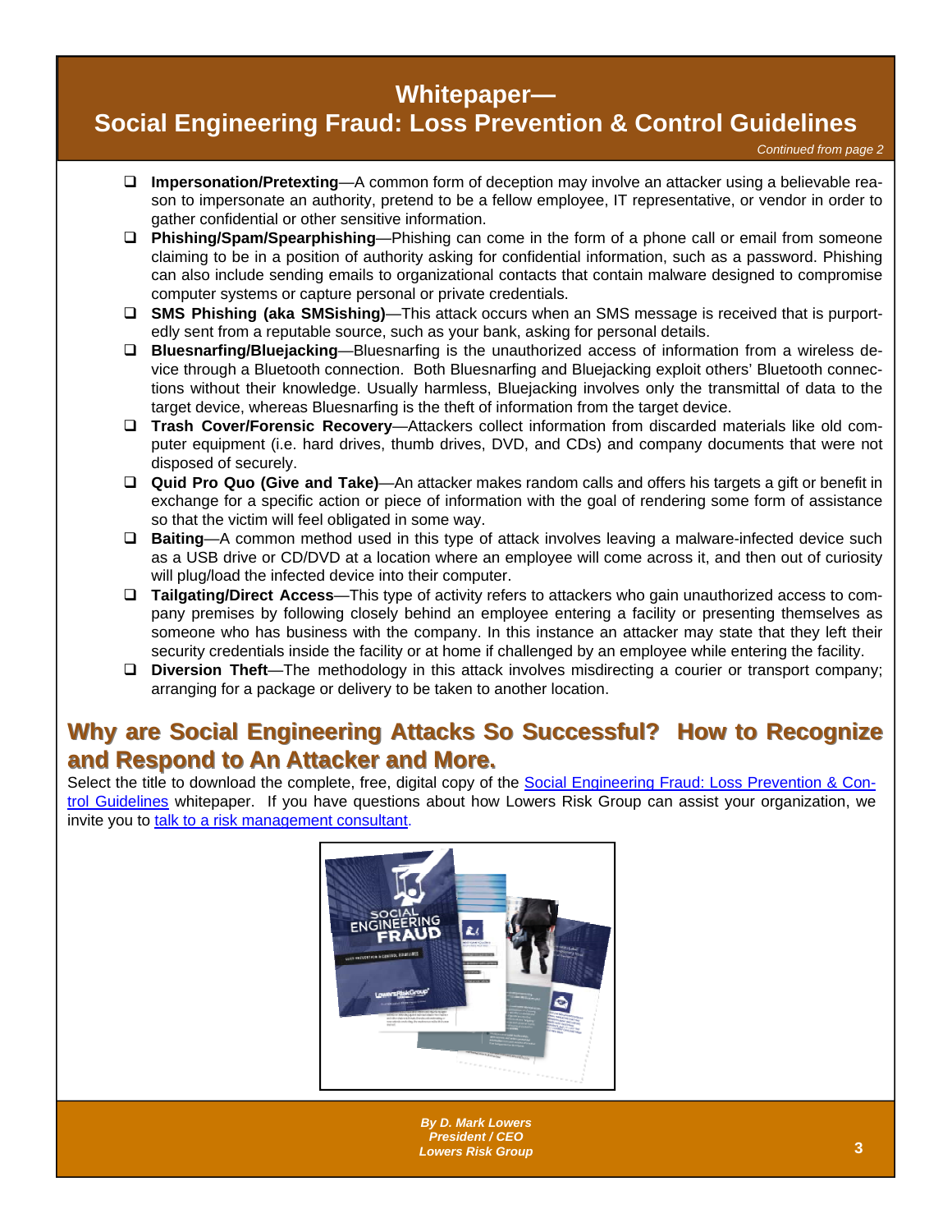# Whitepaper—
# Social Engineering Fraud: Loss Prevention & Control Guidelines

*Continued from page 2*

- **Impersonation/Pretexting**—A common form of deception may involve an attacker using a believable reason to impersonate an authority, pretend to be a fellow employee, IT representative, or vendor in order to gather confidential or other sensitive information.
- **Phishing/Spam/Spearphishing**—Phishing can come in the form of a phone call or email from someone claiming to be in a position of authority asking for confidential information, such as a password. Phishing can also include sending emails to organizational contacts that contain malware designed to compromise computer systems or capture personal or private credentials.
- **SMS Phishing (aka SMSishing)**—This attack occurs when an SMS message is received that is purportedly sent from a reputable source, such as your bank, asking for personal details.
- **Bluesnarfing/Bluejacking**—Bluesnarfing is the unauthorized access of information from a wireless device through a Bluetooth connection. Both Bluesnarfing and Bluejacking exploit others' Bluetooth connections without their knowledge. Usually harmless, Bluejacking involves only the transmittal of data to the target device, whereas Bluesnarfing is the theft of information from the target device.
- **Trash Cover/Forensic Recovery**—Attackers collect information from discarded materials like old computer equipment (i.e. hard drives, thumb drives, DVD, and CDs) and company documents that were not disposed of securely.
- **Quid Pro Quo (Give and Take)**—An attacker makes random calls and offers his targets a gift or benefit in exchange for a specific action or piece of information with the goal of rendering some form of assistance so that the victim will feel obligated in some way.
- **Baiting**—A common method used in this type of attack involves leaving a malware-infected device such as a USB drive or CD/DVD at a location where an employee will come across it, and then out of curiosity will plug/load the infected device into their computer.
- **Tailgating/Direct Access**—This type of activity refers to attackers who gain unauthorized access to company premises by following closely behind an employee entering a facility or presenting themselves as someone who has business with the company. In this instance an attacker may state that they left their security credentials inside the facility or at home if challenged by an employee while entering the facility.
- **Diversion Theft**—The methodology in this attack involves misdirecting a courier or transport company; arranging for a package or delivery to be taken to another location.

## Why are Social Engineering Attacks So Successful? How to Recognize and Respond to An Attacker and More.

Select the title to download the complete, free, digital copy of the Social Engineering Fraud: Loss Prevention & Control Guidelines whitepaper. If you have questions about how Lowers Risk Group can assist your organization, we invite you to talk to a risk management consultant.

*By D. Mark Lowers*
*President / CEO*
*Lowers Risk Group*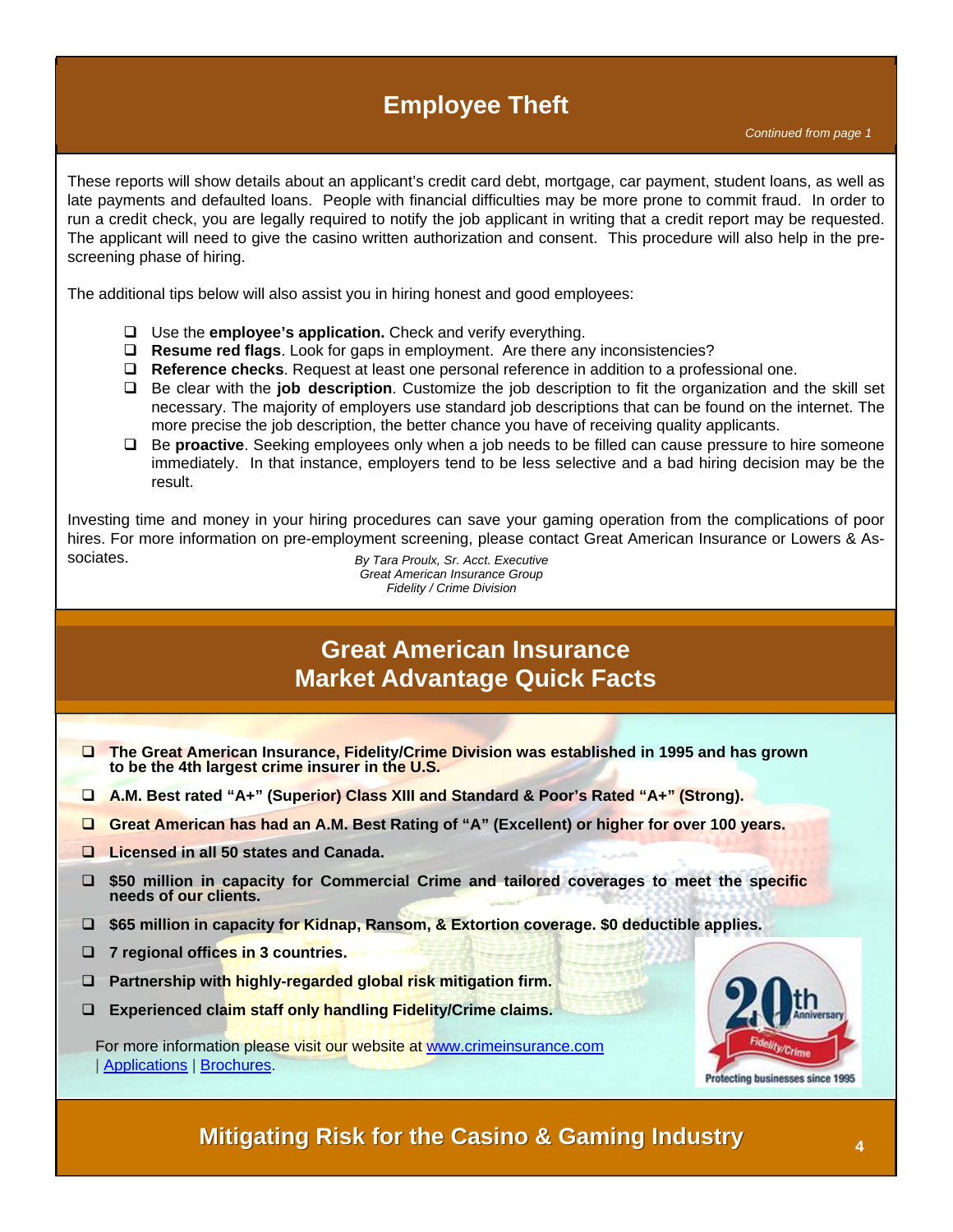# Employee Theft

*Continued from page 1*

These reports will show details about an applicant's credit card debt, mortgage, car payment, student loans, as well as late payments and defaulted loans. People with financial difficulties may be more prone to commit fraud. In order to run a credit check, you are legally required to notify the job applicant in writing that a credit report may be requested. The applicant will need to give the casino written authorization and consent. This procedure will also help in the pre-screening phase of hiring.

The additional tips below will also assist you in hiring honest and good employees:

- Use the **employee's application.** Check and verify everything.
- **Resume red flags**. Look for gaps in employment. Are there any inconsistencies?
- **Reference checks**. Request at least one personal reference in addition to a professional one.
- Be clear with the **job description**. Customize the job description to fit the organization and the skill set necessary. The majority of employers use standard job descriptions that can be found on the internet. The more precise the job description, the better chance you have of receiving quality applicants.
- Be **proactive**. Seeking employees only when a job needs to be filled can cause pressure to hire someone immediately. In that instance, employers tend to be less selective and a bad hiring decision may be the result.

Investing time and money in your hiring procedures can save your gaming operation from the complications of poor hires. For more information on pre-employment screening, please contact Great American Insurance or Lowers & Associates.

*By Tara Proulx, Sr. Acct. Executive*
*Great American Insurance Group*
*Fidelity / Crime Division*

# Great American Insurance Market Advantage Quick Facts

- **The Great American Insurance, Fidelity/Crime Division was established in 1995 and has grown to be the 4th largest crime insurer in the U.S.**
- **A.M. Best rated "A+" (Superior) Class XIII and Standard & Poor's Rated "A+" (Strong).**
- **Great American has had an A.M. Best Rating of "A" (Excellent) or higher for over 100 years.**
- **Licensed in all 50 states and Canada.**
- **$50 million in capacity for Commercial Crime and tailored coverages to meet the specific needs of our clients.**
- **$65 million in capacity for Kidnap, Ransom, & Extortion coverage. $0 deductible applies.**
- **7 regional offices in 3 countries.**
- **Partnership with highly-regarded global risk mitigation firm.**
- **Experienced claim staff only handling Fidelity/Crime claims.**

For more information please visit our website at www.crimeinsurance.com | Applications | Brochures.

20th Anniversary
Fidelity/Crime
Protecting businesses since 1995

**Mitigating Risk for the Casino & Gaming Industry**